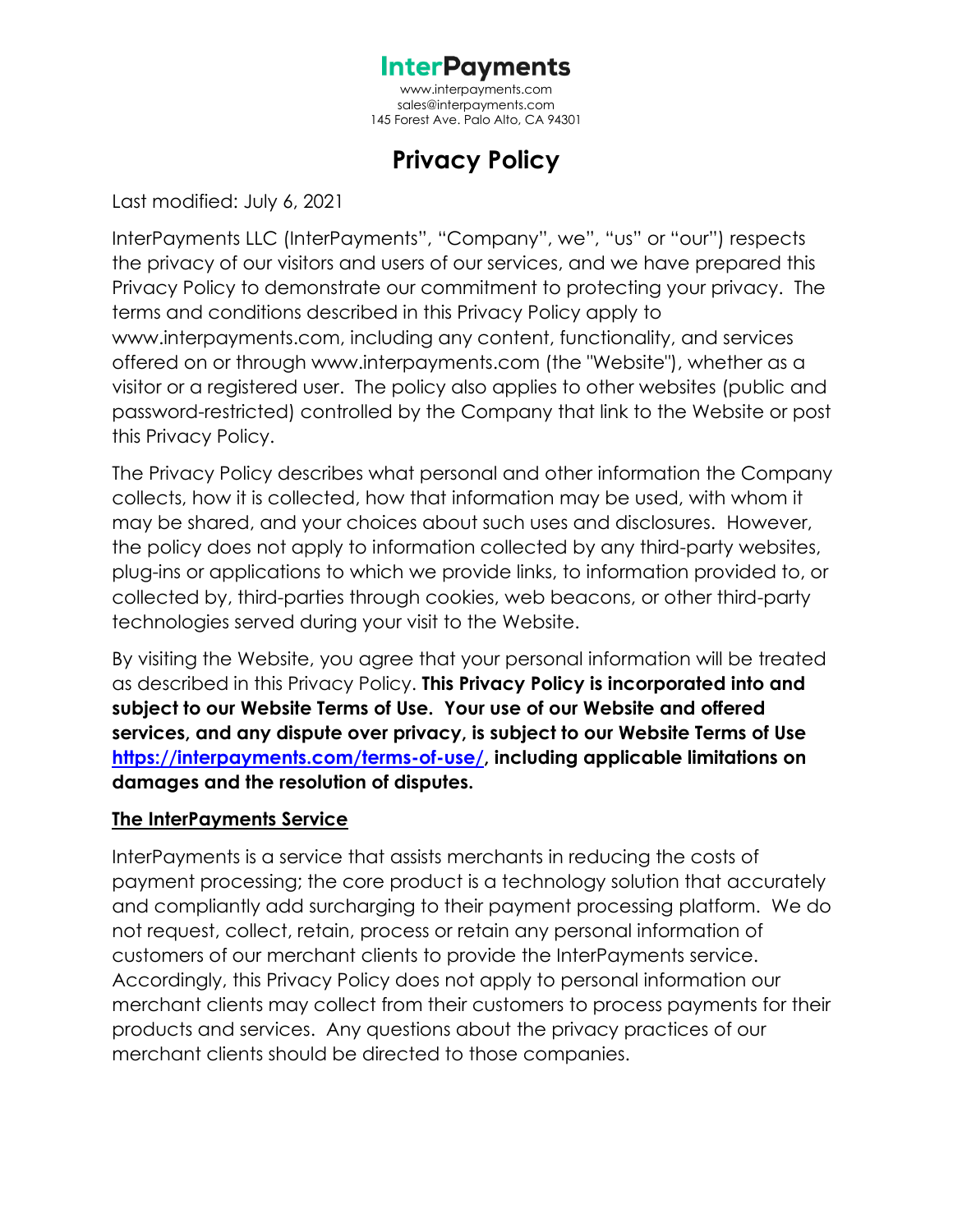# InterPayments

www.interpayments.com
sales@interpayments.com
145 Forest Ave. Palo Alto, CA 94301

## Privacy Policy

Last modified: July 6, 2021

InterPayments LLC (InterPayments", "Company", we", "us" or "our") respects the privacy of our visitors and users of our services, and we have prepared this Privacy Policy to demonstrate our commitment to protecting your privacy. The terms and conditions described in this Privacy Policy apply to www.interpayments.com, including any content, functionality, and services offered on or through www.interpayments.com (the "Website"), whether as a visitor or a registered user. The policy also applies to other websites (public and password-restricted) controlled by the Company that link to the Website or post this Privacy Policy.

The Privacy Policy describes what personal and other information the Company collects, how it is collected, how that information may be used, with whom it may be shared, and your choices about such uses and disclosures. However, the policy does not apply to information collected by any third-party websites, plug-ins or applications to which we provide links, to information provided to, or collected by, third-parties through cookies, web beacons, or other third-party technologies served during your visit to the Website.

By visiting the Website, you agree that your personal information will be treated as described in this Privacy Policy. **This Privacy Policy is incorporated into and subject to our Website Terms of Use. Your use of our Website and offered services, and any dispute over privacy, is subject to our Website Terms of Use [https://interpayments.com/terms-of-use/](https://interpayments.com/terms-of-use/), including applicable limitations on damages and the resolution of disputes.**

### The InterPayments Service

InterPayments is a service that assists merchants in reducing the costs of payment processing; the core product is a technology solution that accurately and compliantly add surcharging to their payment processing platform. We do not request, collect, retain, process or retain any personal information of customers of our merchant clients to provide the InterPayments service. Accordingly, this Privacy Policy does not apply to personal information our merchant clients may collect from their customers to process payments for their products and services. Any questions about the privacy practices of our merchant clients should be directed to those companies.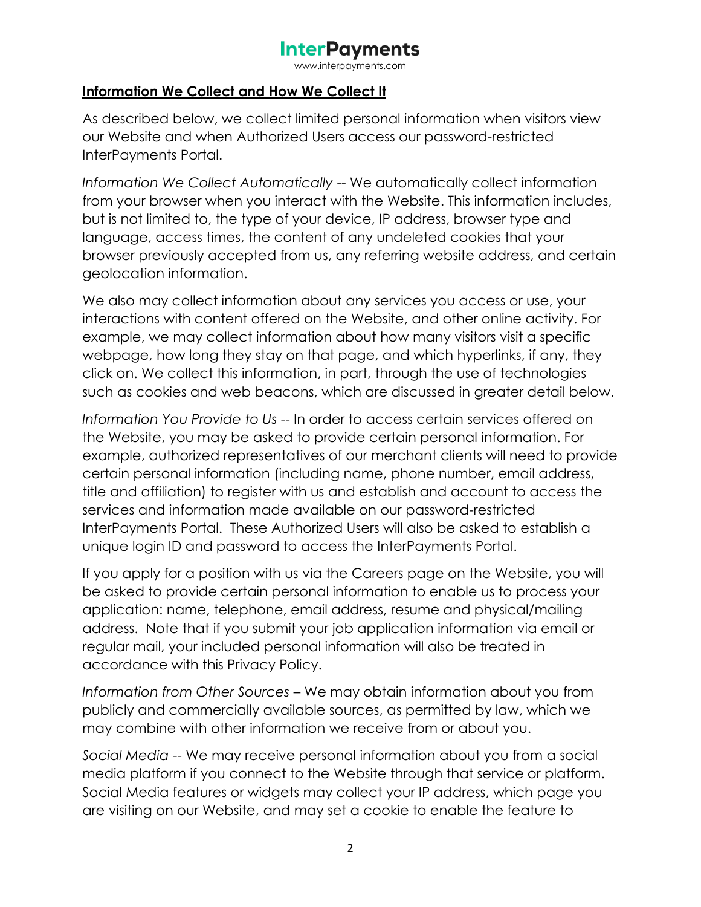## **Information We Collect and How We Collect It**

As described below, we collect limited personal information when visitors view our Website and when Authorized Users access our password-restricted InterPayments Portal.

*Information We Collect Automatically* -- We automatically collect information from your browser when you interact with the Website. This information includes, but is not limited to, the type of your device, IP address, browser type and language, access times, the content of any undeleted cookies that your browser previously accepted from us, any referring website address, and certain geolocation information.

We also may collect information about any services you access or use, your interactions with content offered on the Website, and other online activity. For example, we may collect information about how many visitors visit a specific webpage, how long they stay on that page, and which hyperlinks, if any, they click on. We collect this information, in part, through the use of technologies such as cookies and web beacons, which are discussed in greater detail below.

*Information You Provide to Us* -- In order to access certain services offered on the Website, you may be asked to provide certain personal information. For example, authorized representatives of our merchant clients will need to provide certain personal information (including name, phone number, email address, title and affiliation) to register with us and establish and account to access the services and information made available on our password-restricted InterPayments Portal. These Authorized Users will also be asked to establish a unique login ID and password to access the InterPayments Portal.

If you apply for a position with us via the Careers page on the Website, you will be asked to provide certain personal information to enable us to process your application: name, telephone, email address, resume and physical/mailing address. Note that if you submit your job application information via email or regular mail, your included personal information will also be treated in accordance with this Privacy Policy.

*Information from Other Sources* – We may obtain information about you from publicly and commercially available sources, as permitted by law, which we may combine with other information we receive from or about you.

*Social Media* -- We may receive personal information about you from a social media platform if you connect to the Website through that service or platform. Social Media features or widgets may collect your IP address, which page you are visiting on our Website, and may set a cookie to enable the feature to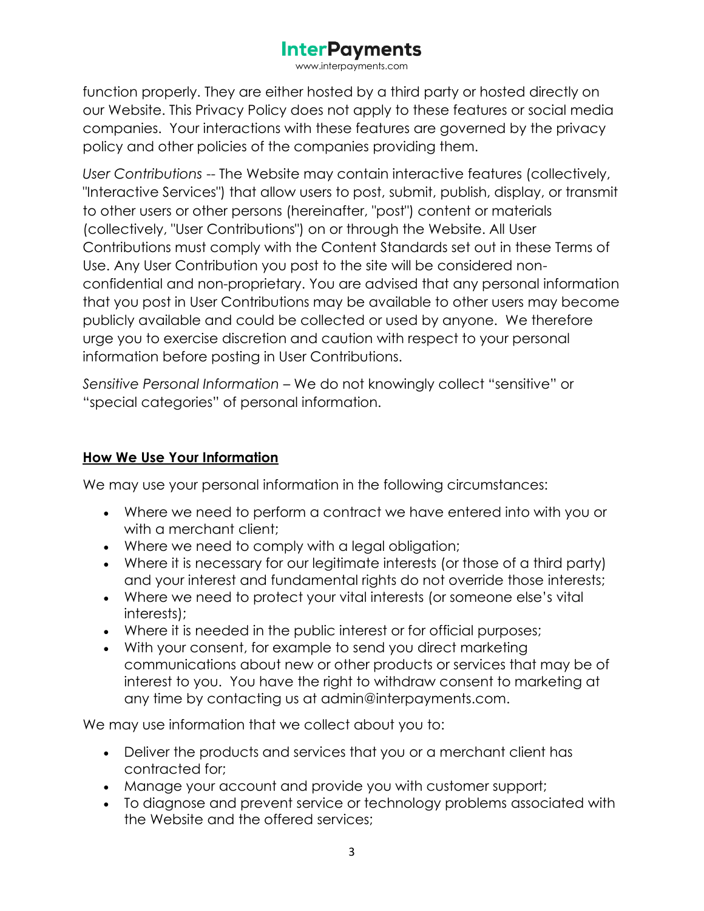function properly. They are either hosted by a third party or hosted directly on our Website. This Privacy Policy does not apply to these features or social media companies. Your interactions with these features are governed by the privacy policy and other policies of the companies providing them.

*User Contributions* -- The Website may contain interactive features (collectively, "Interactive Services") that allow users to post, submit, publish, display, or transmit to other users or other persons (hereinafter, "post") content or materials (collectively, "User Contributions") on or through the Website. All User Contributions must comply with the Content Standards set out in these Terms of Use. Any User Contribution you post to the site will be considered non-confidential and non-proprietary. You are advised that any personal information that you post in User Contributions may be available to other users may become publicly available and could be collected or used by anyone. We therefore urge you to exercise discretion and caution with respect to your personal information before posting in User Contributions.

*Sensitive Personal Information* – We do not knowingly collect "sensitive" or "special categories" of personal information.

## How We Use Your Information

We may use your personal information in the following circumstances:

- Where we need to perform a contract we have entered into with you or with a merchant client;
- Where we need to comply with a legal obligation;
- Where it is necessary for our legitimate interests (or those of a third party) and your interest and fundamental rights do not override those interests;
- Where we need to protect your vital interests (or someone else's vital interests);
- Where it is needed in the public interest or for official purposes;
- With your consent, for example to send you direct marketing communications about new or other products or services that may be of interest to you. You have the right to withdraw consent to marketing at any time by contacting us at admin@interpayments.com.

We may use information that we collect about you to:

- Deliver the products and services that you or a merchant client has contracted for;
- Manage your account and provide you with customer support;
- To diagnose and prevent service or technology problems associated with the Website and the offered services;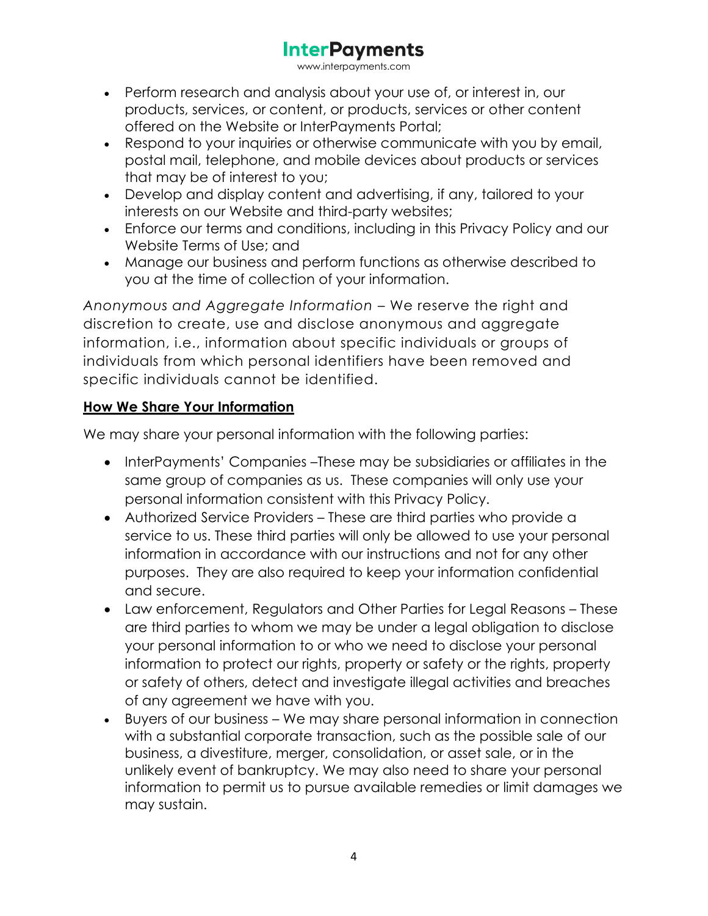- Perform research and analysis about your use of, or interest in, our products, services, or content, or products, services or other content offered on the Website or InterPayments Portal;
- Respond to your inquiries or otherwise communicate with you by email, postal mail, telephone, and mobile devices about products or services that may be of interest to you;
- Develop and display content and advertising, if any, tailored to your interests on our Website and third-party websites;
- Enforce our terms and conditions, including in this Privacy Policy and our Website Terms of Use; and
- Manage our business and perform functions as otherwise described to you at the time of collection of your information.

*Anonymous and Aggregate Information* – We reserve the right and discretion to create, use and disclose anonymous and aggregate information, i.e., information about specific individuals or groups of individuals from which personal identifiers have been removed and specific individuals cannot be identified.

**How We Share Your Information**

We may share your personal information with the following parties:

- InterPayments' Companies –These may be subsidiaries or affiliates in the same group of companies as us. These companies will only use your personal information consistent with this Privacy Policy.
- Authorized Service Providers – These are third parties who provide a service to us. These third parties will only be allowed to use your personal information in accordance with our instructions and not for any other purposes. They are also required to keep your information confidential and secure.
- Law enforcement, Regulators and Other Parties for Legal Reasons – These are third parties to whom we may be under a legal obligation to disclose your personal information to or who we need to disclose your personal information to protect our rights, property or safety or the rights, property or safety of others, detect and investigate illegal activities and breaches of any agreement we have with you.
- Buyers of our business – We may share personal information in connection with a substantial corporate transaction, such as the possible sale of our business, a divestiture, merger, consolidation, or asset sale, or in the unlikely event of bankruptcy. We may also need to share your personal information to permit us to pursue available remedies or limit damages we may sustain.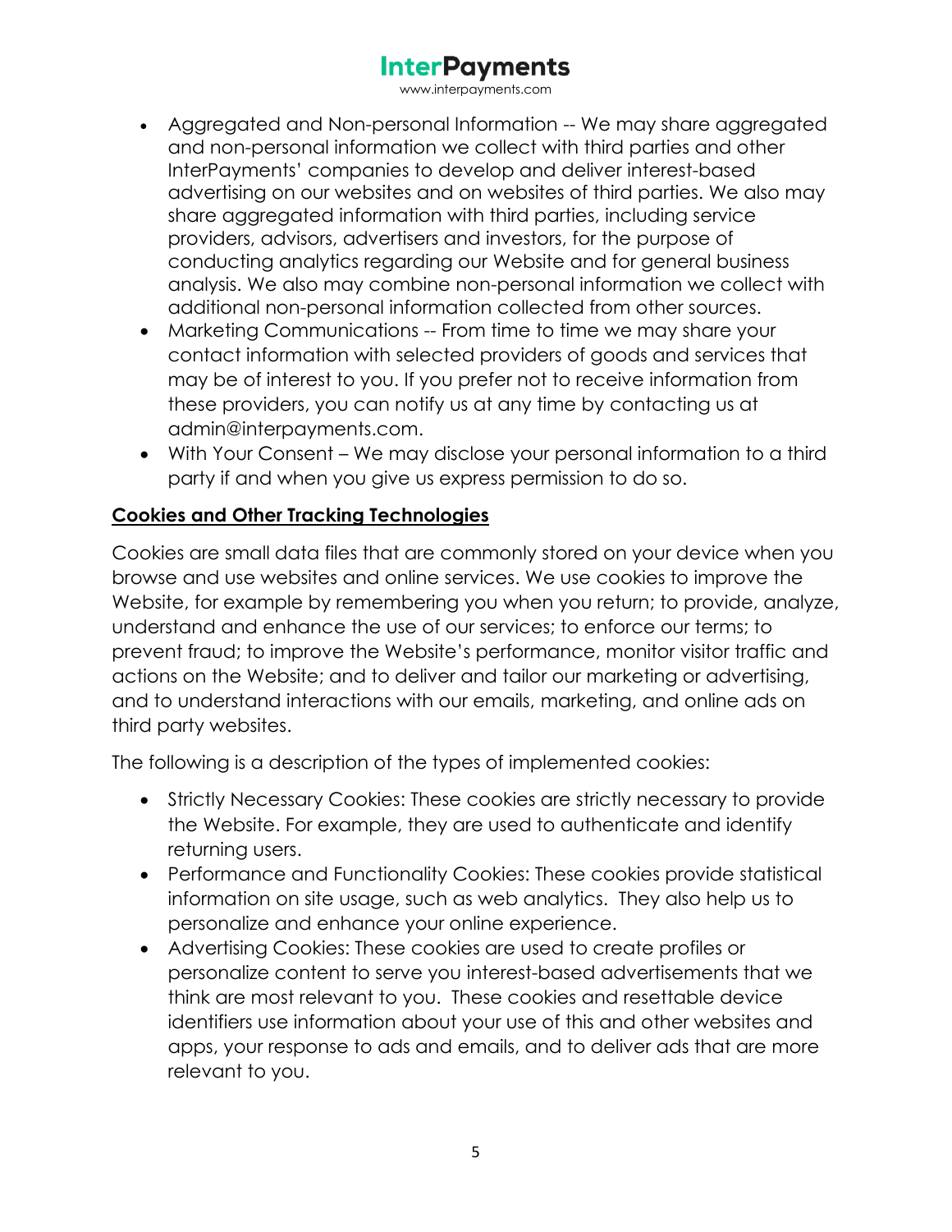- Aggregated and Non-personal Information -- We may share aggregated and non-personal information we collect with third parties and other InterPayments' companies to develop and deliver interest-based advertising on our websites and on websites of third parties. We also may share aggregated information with third parties, including service providers, advisors, advertisers and investors, for the purpose of conducting analytics regarding our Website and for general business analysis. We also may combine non-personal information we collect with additional non-personal information collected from other sources.
- Marketing Communications -- From time to time we may share your contact information with selected providers of goods and services that may be of interest to you. If you prefer not to receive information from these providers, you can notify us at any time by contacting us at admin@interpayments.com.
- With Your Consent – We may disclose your personal information to a third party if and when you give us express permission to do so.

**Cookies and Other Tracking Technologies**

Cookies are small data files that are commonly stored on your device when you browse and use websites and online services. We use cookies to improve the Website, for example by remembering you when you return; to provide, analyze, understand and enhance the use of our services; to enforce our terms; to prevent fraud; to improve the Website's performance, monitor visitor traffic and actions on the Website; and to deliver and tailor our marketing or advertising, and to understand interactions with our emails, marketing, and online ads on third party websites.

The following is a description of the types of implemented cookies:

- Strictly Necessary Cookies: These cookies are strictly necessary to provide the Website. For example, they are used to authenticate and identify returning users.
- Performance and Functionality Cookies: These cookies provide statistical information on site usage, such as web analytics. They also help us to personalize and enhance your online experience.
- Advertising Cookies: These cookies are used to create profiles or personalize content to serve you interest-based advertisements that we think are most relevant to you. These cookies and resettable device identifiers use information about your use of this and other websites and apps, your response to ads and emails, and to deliver ads that are more relevant to you.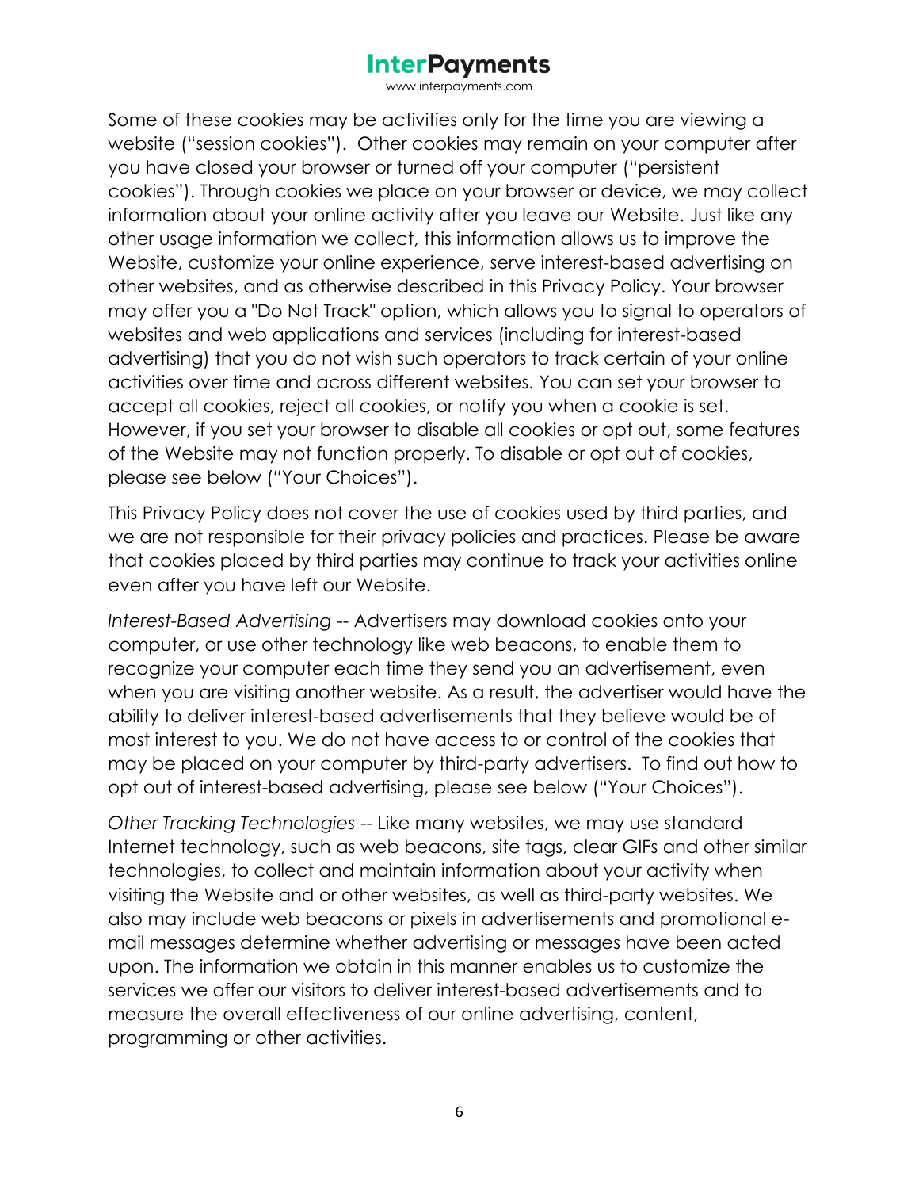Some of these cookies may be activities only for the time you are viewing a website ("session cookies"). Other cookies may remain on your computer after you have closed your browser or turned off your computer ("persistent cookies"). Through cookies we place on your browser or device, we may collect information about your online activity after you leave our Website. Just like any other usage information we collect, this information allows us to improve the Website, customize your online experience, serve interest-based advertising on other websites, and as otherwise described in this Privacy Policy. Your browser may offer you a "Do Not Track" option, which allows you to signal to operators of websites and web applications and services (including for interest-based advertising) that you do not wish such operators to track certain of your online activities over time and across different websites. You can set your browser to accept all cookies, reject all cookies, or notify you when a cookie is set. However, if you set your browser to disable all cookies or opt out, some features of the Website may not function properly. To disable or opt out of cookies, please see below ("Your Choices").

This Privacy Policy does not cover the use of cookies used by third parties, and we are not responsible for their privacy policies and practices. Please be aware that cookies placed by third parties may continue to track your activities online even after you have left our Website.

*Interest-Based Advertising* -- Advertisers may download cookies onto your computer, or use other technology like web beacons, to enable them to recognize your computer each time they send you an advertisement, even when you are visiting another website. As a result, the advertiser would have the ability to deliver interest-based advertisements that they believe would be of most interest to you. We do not have access to or control of the cookies that may be placed on your computer by third-party advertisers. To find out how to opt out of interest-based advertising, please see below ("Your Choices").

*Other Tracking Technologies* -- Like many websites, we may use standard Internet technology, such as web beacons, site tags, clear GIFs and other similar technologies, to collect and maintain information about your activity when visiting the Website and or other websites, as well as third-party websites. We also may include web beacons or pixels in advertisements and promotional e-mail messages determine whether advertising or messages have been acted upon. The information we obtain in this manner enables us to customize the services we offer our visitors to deliver interest-based advertisements and to measure the overall effectiveness of our online advertising, content, programming or other activities.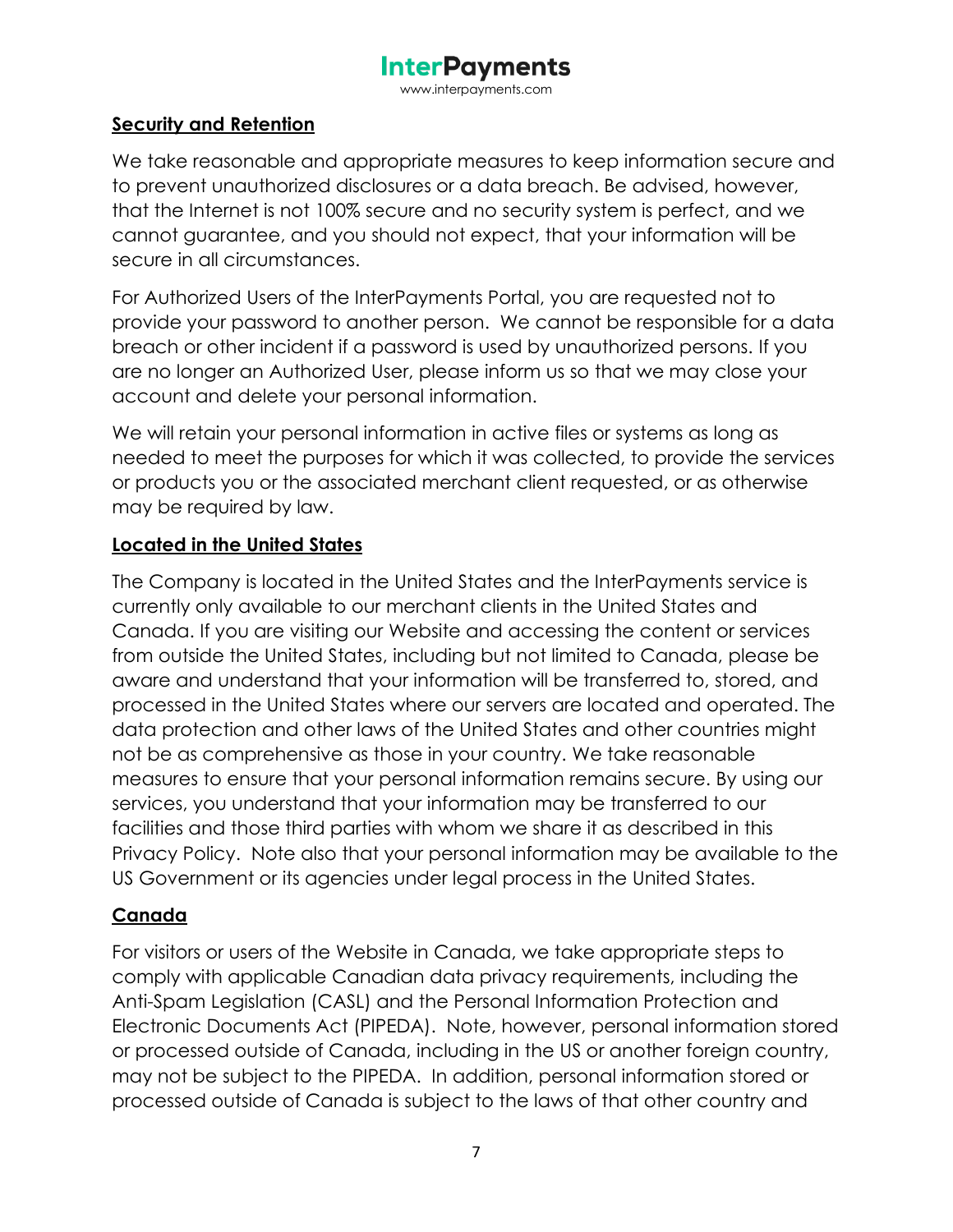**Security and Retention**

We take reasonable and appropriate measures to keep information secure and to prevent unauthorized disclosures or a data breach. Be advised, however, that the Internet is not 100% secure and no security system is perfect, and we cannot guarantee, and you should not expect, that your information will be secure in all circumstances.

For Authorized Users of the InterPayments Portal, you are requested not to provide your password to another person. We cannot be responsible for a data breach or other incident if a password is used by unauthorized persons. If you are no longer an Authorized User, please inform us so that we may close your account and delete your personal information.

We will retain your personal information in active files or systems as long as needed to meet the purposes for which it was collected, to provide the services or products you or the associated merchant client requested, or as otherwise may be required by law.

**Located in the United States**

The Company is located in the United States and the InterPayments service is currently only available to our merchant clients in the United States and Canada. If you are visiting our Website and accessing the content or services from outside the United States, including but not limited to Canada, please be aware and understand that your information will be transferred to, stored, and processed in the United States where our servers are located and operated. The data protection and other laws of the United States and other countries might not be as comprehensive as those in your country. We take reasonable measures to ensure that your personal information remains secure. By using our services, you understand that your information may be transferred to our facilities and those third parties with whom we share it as described in this Privacy Policy. Note also that your personal information may be available to the US Government or its agencies under legal process in the United States.

**Canada**

For visitors or users of the Website in Canada, we take appropriate steps to comply with applicable Canadian data privacy requirements, including the Anti-Spam Legislation (CASL) and the Personal Information Protection and Electronic Documents Act (PIPEDA). Note, however, personal information stored or processed outside of Canada, including in the US or another foreign country, may not be subject to the PIPEDA. In addition, personal information stored or processed outside of Canada is subject to the laws of that other country and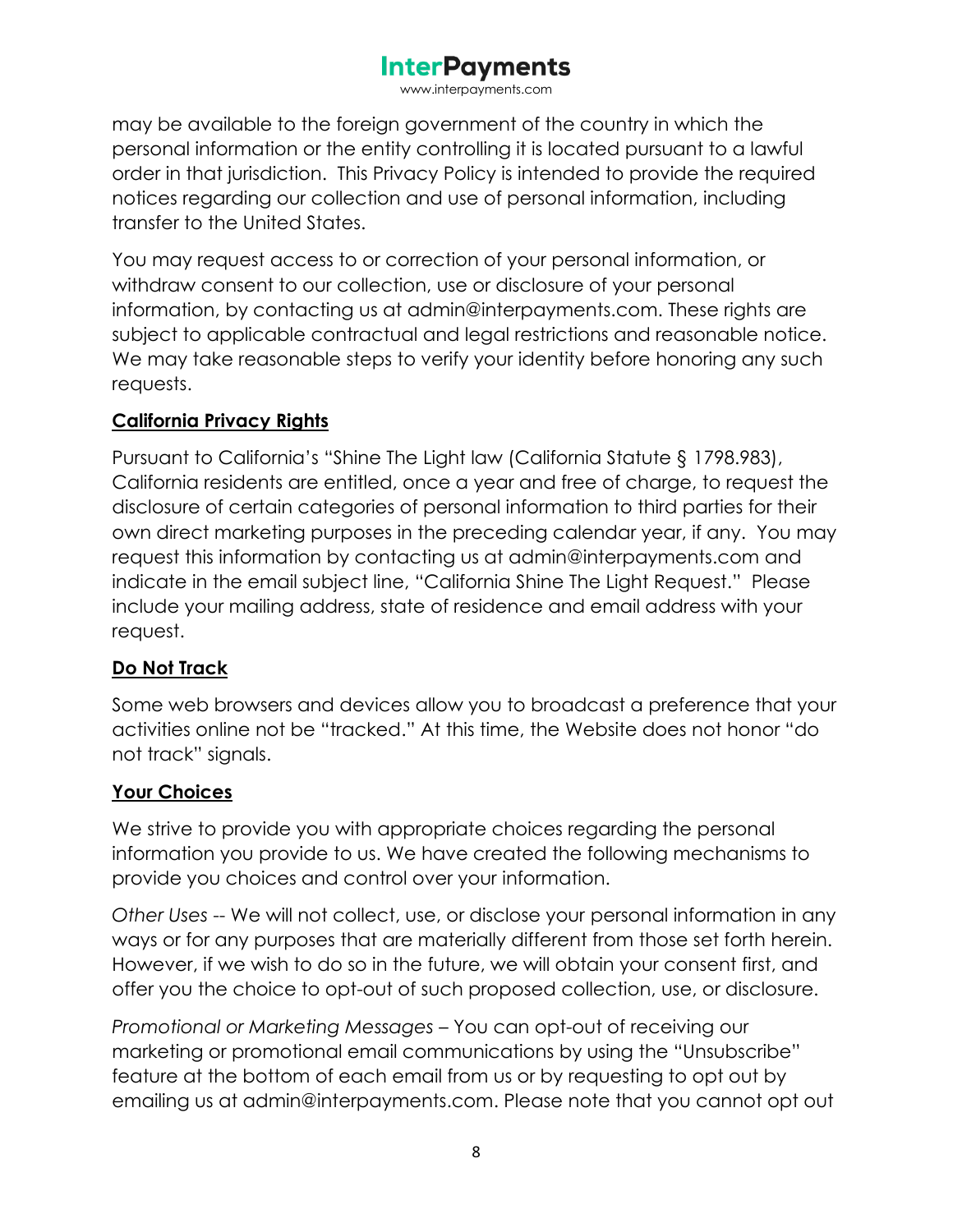may be available to the foreign government of the country in which the personal information or the entity controlling it is located pursuant to a lawful order in that jurisdiction. This Privacy Policy is intended to provide the required notices regarding our collection and use of personal information, including transfer to the United States.

You may request access to or correction of your personal information, or withdraw consent to our collection, use or disclosure of your personal information, by contacting us at admin@interpayments.com. These rights are subject to applicable contractual and legal restrictions and reasonable notice. We may take reasonable steps to verify your identity before honoring any such requests.

**California Privacy Rights**

Pursuant to California's "Shine The Light law (California Statute § 1798.983), California residents are entitled, once a year and free of charge, to request the disclosure of certain categories of personal information to third parties for their own direct marketing purposes in the preceding calendar year, if any. You may request this information by contacting us at admin@interpayments.com and indicate in the email subject line, "California Shine The Light Request." Please include your mailing address, state of residence and email address with your request.

**Do Not Track**

Some web browsers and devices allow you to broadcast a preference that your activities online not be "tracked." At this time, the Website does not honor "do not track" signals.

**Your Choices**

We strive to provide you with appropriate choices regarding the personal information you provide to us. We have created the following mechanisms to provide you choices and control over your information.

*Other Uses* -- We will not collect, use, or disclose your personal information in any ways or for any purposes that are materially different from those set forth herein. However, if we wish to do so in the future, we will obtain your consent first, and offer you the choice to opt-out of such proposed collection, use, or disclosure.

*Promotional or Marketing Messages* – You can opt-out of receiving our marketing or promotional email communications by using the "Unsubscribe" feature at the bottom of each email from us or by requesting to opt out by emailing us at admin@interpayments.com. Please note that you cannot opt out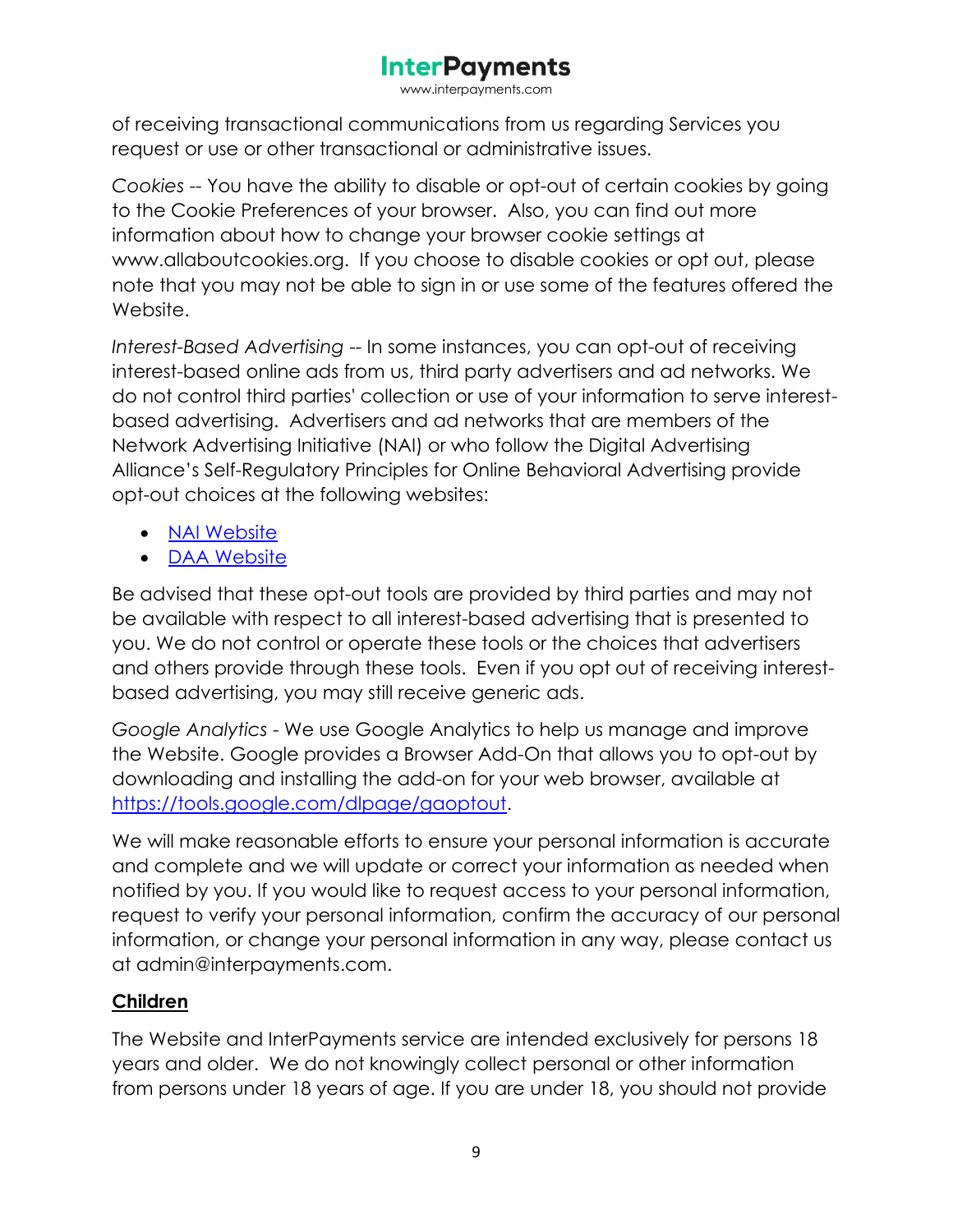of receiving transactional communications from us regarding Services you request or use or other transactional or administrative issues.

*Cookies* -- You have the ability to disable or opt-out of certain cookies by going to the Cookie Preferences of your browser. Also, you can find out more information about how to change your browser cookie settings at www.allaboutcookies.org. If you choose to disable cookies or opt out, please note that you may not be able to sign in or use some of the features offered the Website.

*Interest-Based Advertising* -- In some instances, you can opt-out of receiving interest-based online ads from us, third party advertisers and ad networks. We do not control third parties' collection or use of your information to serve interest-based advertising. Advertisers and ad networks that are members of the Network Advertising Initiative (NAI) or who follow the Digital Advertising Alliance's Self-Regulatory Principles for Online Behavioral Advertising provide opt-out choices at the following websites:

- NAI Website
- DAA Website

Be advised that these opt-out tools are provided by third parties and may not be available with respect to all interest-based advertising that is presented to you. We do not control or operate these tools or the choices that advertisers and others provide through these tools. Even if you opt out of receiving interest-based advertising, you may still receive generic ads.

*Google Analytics* - We use Google Analytics to help us manage and improve the Website. Google provides a Browser Add-On that allows you to opt-out by downloading and installing the add-on for your web browser, available at https://tools.google.com/dlpage/gaoptout.

We will make reasonable efforts to ensure your personal information is accurate and complete and we will update or correct your information as needed when notified by you. If you would like to request access to your personal information, request to verify your personal information, confirm the accuracy of our personal information, or change your personal information in any way, please contact us at admin@interpayments.com.

## Children

The Website and InterPayments service are intended exclusively for persons 18 years and older. We do not knowingly collect personal or other information from persons under 18 years of age. If you are under 18, you should not provide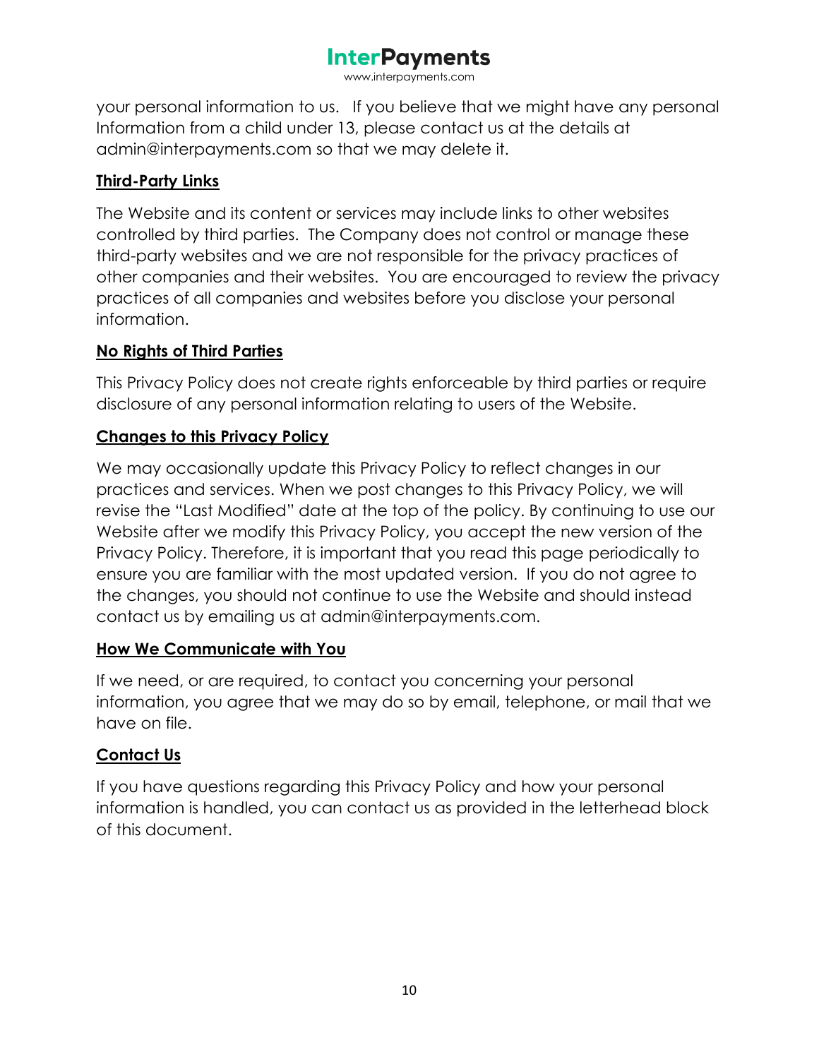your personal information to us. If you believe that we might have any personal Information from a child under 13, please contact us at the details at admin@interpayments.com so that we may delete it.

## Third-Party Links

The Website and its content or services may include links to other websites controlled by third parties. The Company does not control or manage these third-party websites and we are not responsible for the privacy practices of other companies and their websites. You are encouraged to review the privacy practices of all companies and websites before you disclose your personal information.

## No Rights of Third Parties

This Privacy Policy does not create rights enforceable by third parties or require disclosure of any personal information relating to users of the Website.

## Changes to this Privacy Policy

We may occasionally update this Privacy Policy to reflect changes in our practices and services. When we post changes to this Privacy Policy, we will revise the "Last Modified" date at the top of the policy. By continuing to use our Website after we modify this Privacy Policy, you accept the new version of the Privacy Policy. Therefore, it is important that you read this page periodically to ensure you are familiar with the most updated version. If you do not agree to the changes, you should not continue to use the Website and should instead contact us by emailing us at admin@interpayments.com.

## How We Communicate with You

If we need, or are required, to contact you concerning your personal information, you agree that we may do so by email, telephone, or mail that we have on file.

## Contact Us

If you have questions regarding this Privacy Policy and how your personal information is handled, you can contact us as provided in the letterhead block of this document.